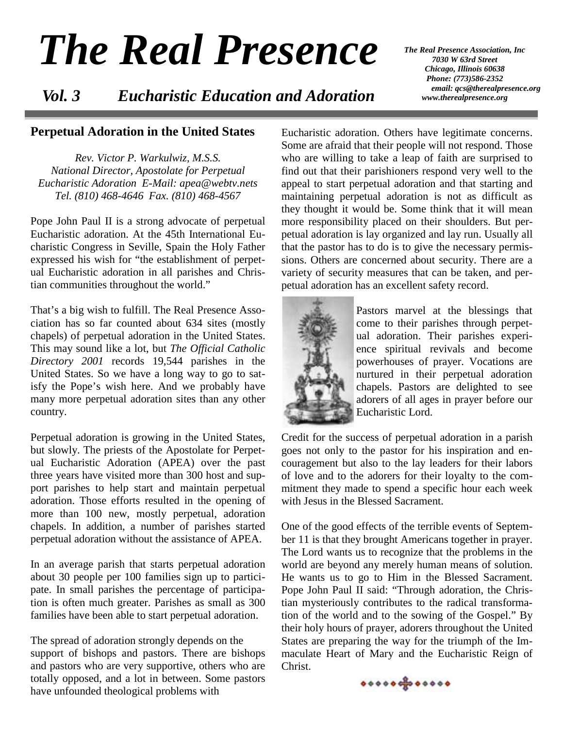# The Real Presence

*The Real Presence Association, Inc*
*7030 W 63rd Street*
*Chicago, Illinois 60638*
*Phone: (773)586-2352*
*email: qcs@therealpresence.org*
*www.therealpresence.org*

***Vol. 3 Eucharistic Education and Adoration***

## Perpetual Adoration in the United States

*Rev. Victor P. Warkulwiz, M.S.S.*
*National Director, Apostolate for Perpetual Eucharistic Adoration E-Mail: apea@webtv.nets*
*Tel. (810) 468-4646 Fax. (810) 468-4567*

Pope John Paul II is a strong advocate of perpetual Eucharistic adoration. At the 45th International Eucharistic Congress in Seville, Spain the Holy Father expressed his wish for "the establishment of perpetual Eucharistic adoration in all parishes and Christian communities throughout the world."

That's a big wish to fulfill. The Real Presence Association has so far counted about 634 sites (mostly chapels) of perpetual adoration in the United States. This may sound like a lot, but *The Official Catholic Directory 2001* records 19,544 parishes in the United States. So we have a long way to go to satisfy the Pope's wish here. And we probably have many more perpetual adoration sites than any other country.

Perpetual adoration is growing in the United States, but slowly. The priests of the Apostolate for Perpetual Eucharistic Adoration (APEA) over the past three years have visited more than 300 host and support parishes to help start and maintain perpetual adoration. Those efforts resulted in the opening of more than 100 new, mostly perpetual, adoration chapels. In addition, a number of parishes started perpetual adoration without the assistance of APEA.

In an average parish that starts perpetual adoration about 30 people per 100 families sign up to participate. In small parishes the percentage of participation is often much greater. Parishes as small as 300 families have been able to start perpetual adoration.

The spread of adoration strongly depends on the support of bishops and pastors. There are bishops and pastors who are very supportive, others who are totally opposed, and a lot in between. Some pastors have unfounded theological problems with Eucharistic adoration. Others have legitimate concerns. Some are afraid that their people will not respond. Those who are willing to take a leap of faith are surprised to find out that their parishioners respond very well to the appeal to start perpetual adoration and that starting and maintaining perpetual adoration is not as difficult as they thought it would be. Some think that it will mean more responsibility placed on their shoulders. But perpetual adoration is lay organized and lay run. Usually all that the pastor has to do is to give the necessary permissions. Others are concerned about security. There are a variety of security measures that can be taken, and perpetual adoration has an excellent safety record.

Pastors marvel at the blessings that come to their parishes through perpetual adoration. Their parishes experience spiritual revivals and become powerhouses of prayer. Vocations are nurtured in their perpetual adoration chapels. Pastors are delighted to see adorers of all ages in prayer before our Eucharistic Lord.

Credit for the success of perpetual adoration in a parish goes not only to the pastor for his inspiration and encouragement but also to the lay leaders for their labors of love and to the adorers for their loyalty to the commitment they made to spend a specific hour each week with Jesus in the Blessed Sacrament.

One of the good effects of the terrible events of September 11 is that they brought Americans together in prayer. The Lord wants us to recognize that the problems in the world are beyond any merely human means of solution. He wants us to go to Him in the Blessed Sacrament. Pope John Paul II said: "Through adoration, the Christian mysteriously contributes to the radical transformation of the world and to the sowing of the Gospel." By their holy hours of prayer, adorers throughout the United States are preparing the way for the triumph of the Immaculate Heart of Mary and the Eucharistic Reign of Christ.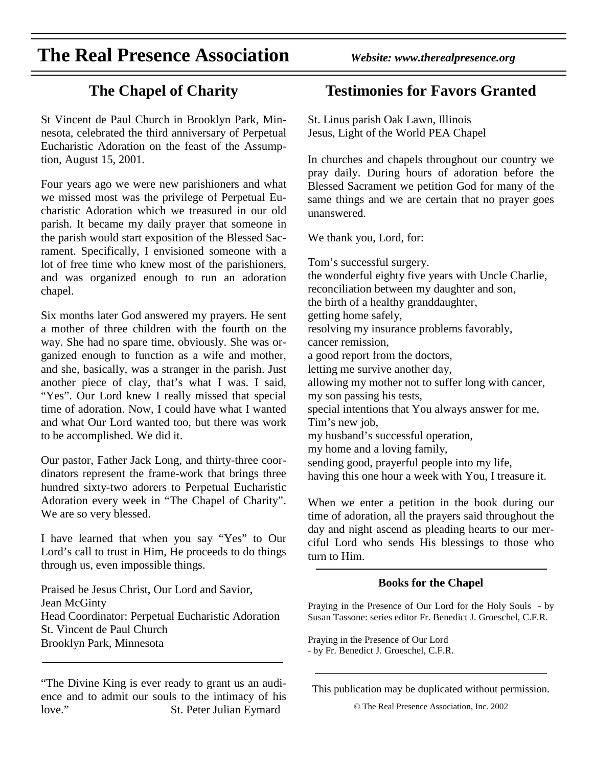# The Real Presence Association

*Website: www.therealpresence.org*

## The Chapel of Charity

St Vincent de Paul Church in Brooklyn Park, Minnesota, celebrated the third anniversary of Perpetual Eucharistic Adoration on the feast of the Assumption, August 15, 2001.

Four years ago we were new parishioners and what we missed most was the privilege of Perpetual Eucharistic Adoration which we treasured in our old parish. It became my daily prayer that someone in the parish would start exposition of the Blessed Sacrament. Specifically, I envisioned someone with a lot of free time who knew most of the parishioners, and was organized enough to run an adoration chapel.

Six months later God answered my prayers. He sent a mother of three children with the fourth on the way. She had no spare time, obviously. She was organized enough to function as a wife and mother, and she, basically, was a stranger in the parish. Just another piece of clay, that's what I was. I said, "Yes". Our Lord knew I really missed that special time of adoration. Now, I could have what I wanted and what Our Lord wanted too, but there was work to be accomplished. We did it.

Our pastor, Father Jack Long, and thirty-three coordinators represent the frame-work that brings three hundred sixty-two adorers to Perpetual Eucharistic Adoration every week in "The Chapel of Charity". We are so very blessed.

I have learned that when you say "Yes" to Our Lord's call to trust in Him, He proceeds to do things through us, even impossible things.

Praised be Jesus Christ, Our Lord and Savior,
Jean McGinty
Head Coordinator: Perpetual Eucharistic Adoration
St. Vincent de Paul Church
Brooklyn Park, Minnesota

---

"The Divine King is ever ready to grant us an audience and to admit our souls to the intimacy of his love." St. Peter Julian Eymard

## Testimonies for Favors Granted

St. Linus parish Oak Lawn, Illinois
Jesus, Light of the World PEA Chapel

In churches and chapels throughout our country we pray daily. During hours of adoration before the Blessed Sacrament we petition God for many of the same things and we are certain that no prayer goes unanswered.

We thank you, Lord, for:

Tom's successful surgery.
the wonderful eighty five years with Uncle Charlie,
reconciliation between my daughter and son,
the birth of a healthy granddaughter,
getting home safely,
resolving my insurance problems favorably,
cancer remission,
a good report from the doctors,
letting me survive another day,
allowing my mother not to suffer long with cancer,
my son passing his tests,
special intentions that You always answer for me,
Tim's new job,
my husband's successful operation,
my home and a loving family,
sending good, prayerful people into my life,
having this one hour a week with You, I treasure it.

When we enter a petition in the book during our time of adoration, all the prayers said throughout the day and night ascend as pleading hearts to our merciful Lord who sends His blessings to those who turn to Him.

---

### Books for the Chapel

Praying in the Presence of Our Lord for the Holy Souls - by Susan Tassone: series editor Fr. Benedict J. Groeschel, C.F.R.

Praying in the Presence of Our Lord
- by Fr. Benedict J. Groeschel, C.F.R.

---

This publication may be duplicated without permission.

© The Real Presence Association, Inc. 2002